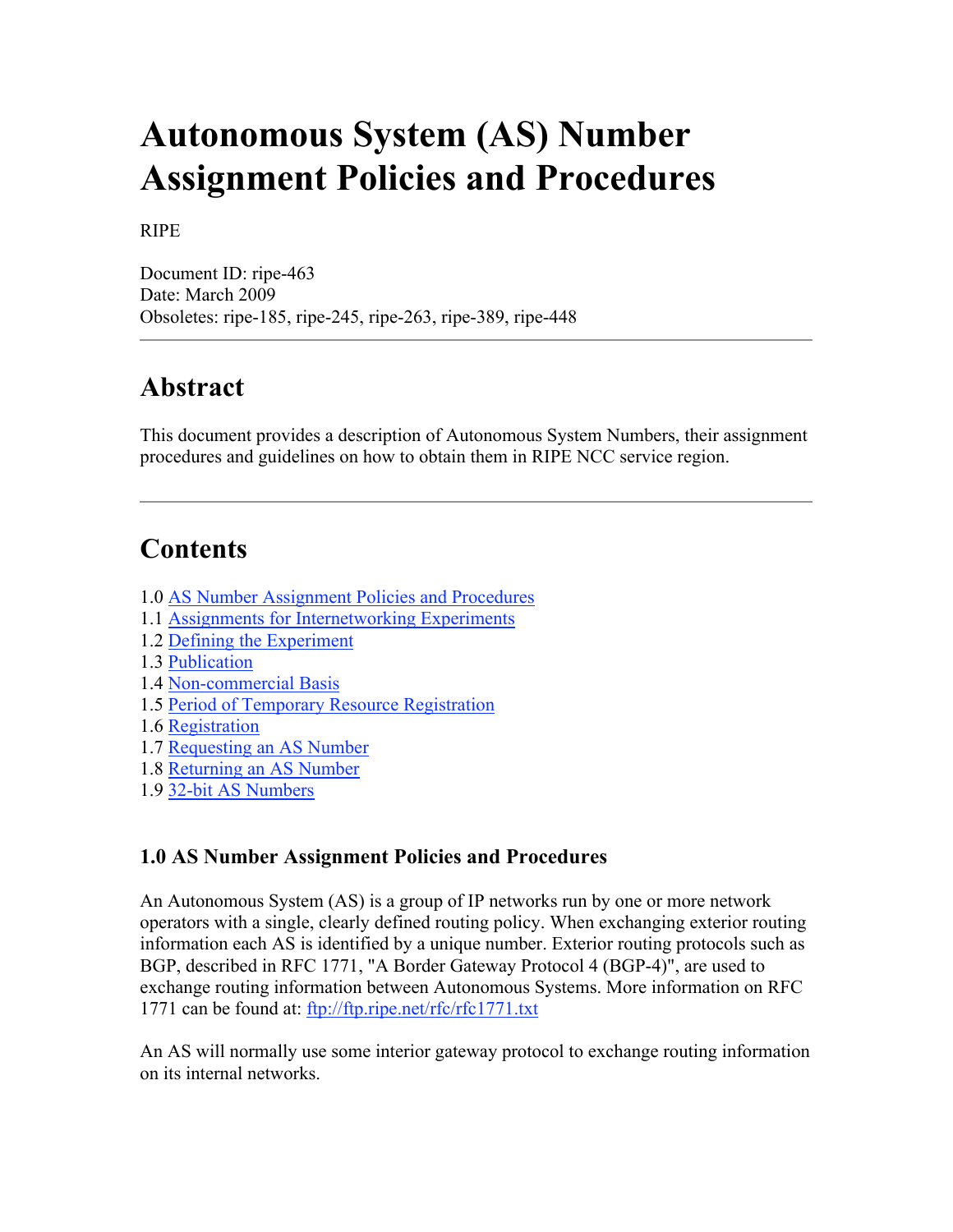# Autonomous System (AS) Number Assignment Policies and Procedures

RIPE

Document ID: ripe-463
Date: March 2009
Obsoletes: ripe-185, ripe-245, ripe-263, ripe-389, ripe-448

---

## Abstract

This document provides a description of Autonomous System Numbers, their assignment procedures and guidelines on how to obtain them in RIPE NCC service region.

---

## Contents

1.0 AS Number Assignment Policies and Procedures
1.1 Assignments for Internetworking Experiments
1.2 Defining the Experiment
1.3 Publication
1.4 Non-commercial Basis
1.5 Period of Temporary Resource Registration
1.6 Registration
1.7 Requesting an AS Number
1.8 Returning an AS Number
1.9 32-bit AS Numbers

### 1.0 AS Number Assignment Policies and Procedures

An Autonomous System (AS) is a group of IP networks run by one or more network operators with a single, clearly defined routing policy. When exchanging exterior routing information each AS is identified by a unique number. Exterior routing protocols such as BGP, described in RFC 1771, "A Border Gateway Protocol 4 (BGP-4)", are used to exchange routing information between Autonomous Systems. More information on RFC 1771 can be found at: ftp://ftp.ripe.net/rfc/rfc1771.txt

An AS will normally use some interior gateway protocol to exchange routing information on its internal networks.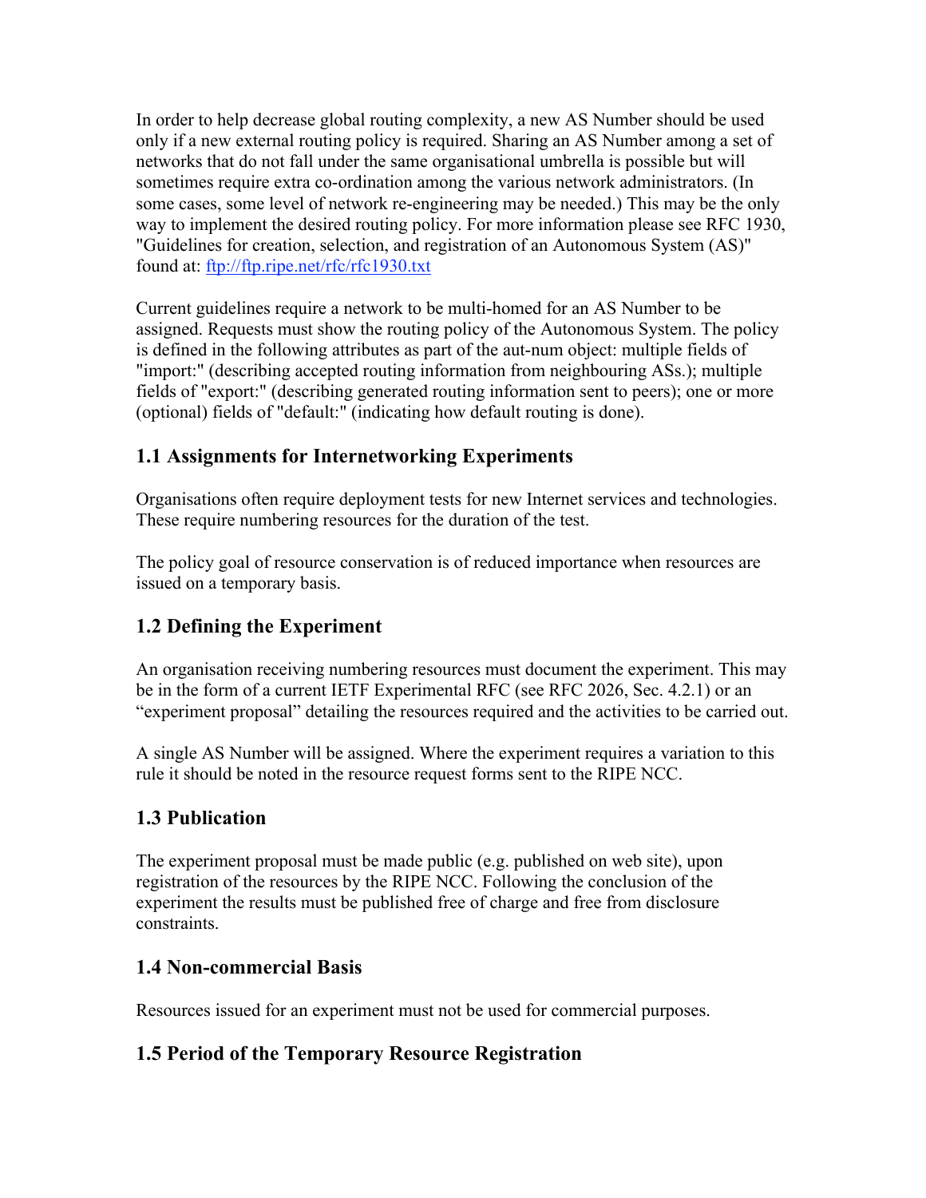In order to help decrease global routing complexity, a new AS Number should be used only if a new external routing policy is required. Sharing an AS Number among a set of networks that do not fall under the same organisational umbrella is possible but will sometimes require extra co-ordination among the various network administrators. (In some cases, some level of network re-engineering may be needed.) This may be the only way to implement the desired routing policy. For more information please see RFC 1930, "Guidelines for creation, selection, and registration of an Autonomous System (AS)" found at: [ftp://ftp.ripe.net/rfc/rfc1930.txt](ftp://ftp.ripe.net/rfc/rfc1930.txt)

Current guidelines require a network to be multi-homed for an AS Number to be assigned. Requests must show the routing policy of the Autonomous System. The policy is defined in the following attributes as part of the aut-num object: multiple fields of "import:" (describing accepted routing information from neighbouring ASs.); multiple fields of "export:" (describing generated routing information sent to peers); one or more (optional) fields of "default:" (indicating how default routing is done).

## 1.1 Assignments for Internetworking Experiments

Organisations often require deployment tests for new Internet services and technologies. These require numbering resources for the duration of the test.

The policy goal of resource conservation is of reduced importance when resources are issued on a temporary basis.

## 1.2 Defining the Experiment

An organisation receiving numbering resources must document the experiment. This may be in the form of a current IETF Experimental RFC (see RFC 2026, Sec. 4.2.1) or an "experiment proposal" detailing the resources required and the activities to be carried out.

A single AS Number will be assigned. Where the experiment requires a variation to this rule it should be noted in the resource request forms sent to the RIPE NCC.

## 1.3 Publication

The experiment proposal must be made public (e.g. published on web site), upon registration of the resources by the RIPE NCC. Following the conclusion of the experiment the results must be published free of charge and free from disclosure constraints.

## 1.4 Non-commercial Basis

Resources issued for an experiment must not be used for commercial purposes.

## 1.5 Period of the Temporary Resource Registration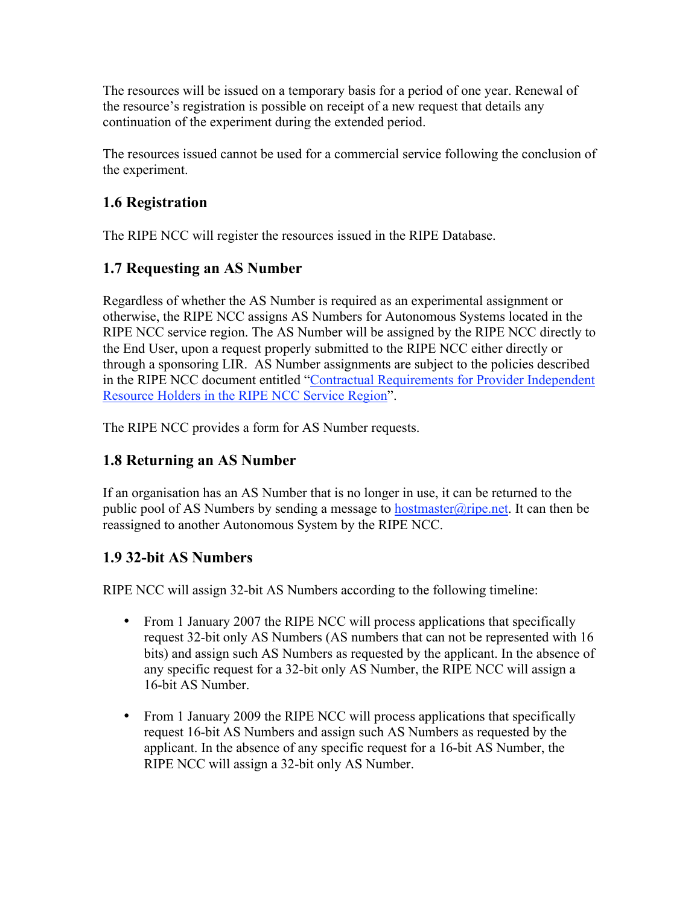The resources will be issued on a temporary basis for a period of one year. Renewal of the resource's registration is possible on receipt of a new request that details any continuation of the experiment during the extended period.

The resources issued cannot be used for a commercial service following the conclusion of the experiment.

## 1.6 Registration

The RIPE NCC will register the resources issued in the RIPE Database.

## 1.7 Requesting an AS Number

Regardless of whether the AS Number is required as an experimental assignment or otherwise, the RIPE NCC assigns AS Numbers for Autonomous Systems located in the RIPE NCC service region. The AS Number will be assigned by the RIPE NCC directly to the End User, upon a request properly submitted to the RIPE NCC either directly or through a sponsoring LIR. AS Number assignments are subject to the policies described in the RIPE NCC document entitled "Contractual Requirements for Provider Independent Resource Holders in the RIPE NCC Service Region".

The RIPE NCC provides a form for AS Number requests.

## 1.8 Returning an AS Number

If an organisation has an AS Number that is no longer in use, it can be returned to the public pool of AS Numbers by sending a message to hostmaster@ripe.net. It can then be reassigned to another Autonomous System by the RIPE NCC.

## 1.9 32-bit AS Numbers

RIPE NCC will assign 32-bit AS Numbers according to the following timeline:

- From 1 January 2007 the RIPE NCC will process applications that specifically request 32-bit only AS Numbers (AS numbers that can not be represented with 16 bits) and assign such AS Numbers as requested by the applicant. In the absence of any specific request for a 32-bit only AS Number, the RIPE NCC will assign a 16-bit AS Number.

- From 1 January 2009 the RIPE NCC will process applications that specifically request 16-bit AS Numbers and assign such AS Numbers as requested by the applicant. In the absence of any specific request for a 16-bit AS Number, the RIPE NCC will assign a 32-bit only AS Number.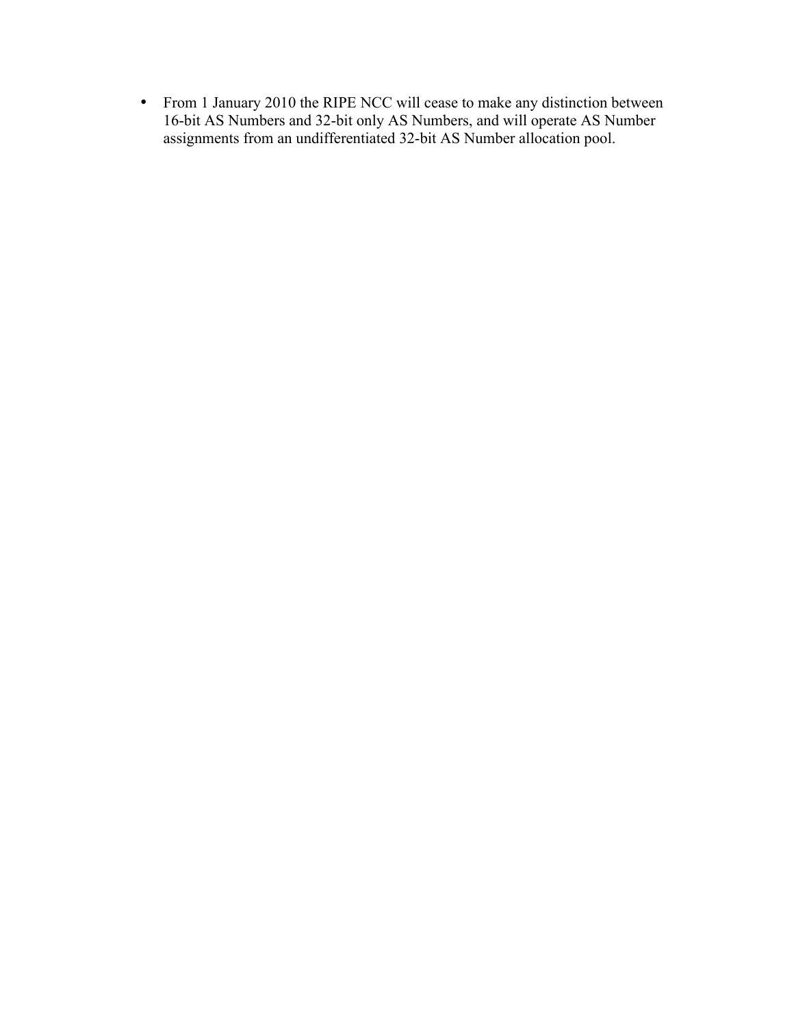- From 1 January 2010 the RIPE NCC will cease to make any distinction between 16-bit AS Numbers and 32-bit only AS Numbers, and will operate AS Number assignments from an undifferentiated 32-bit AS Number allocation pool.